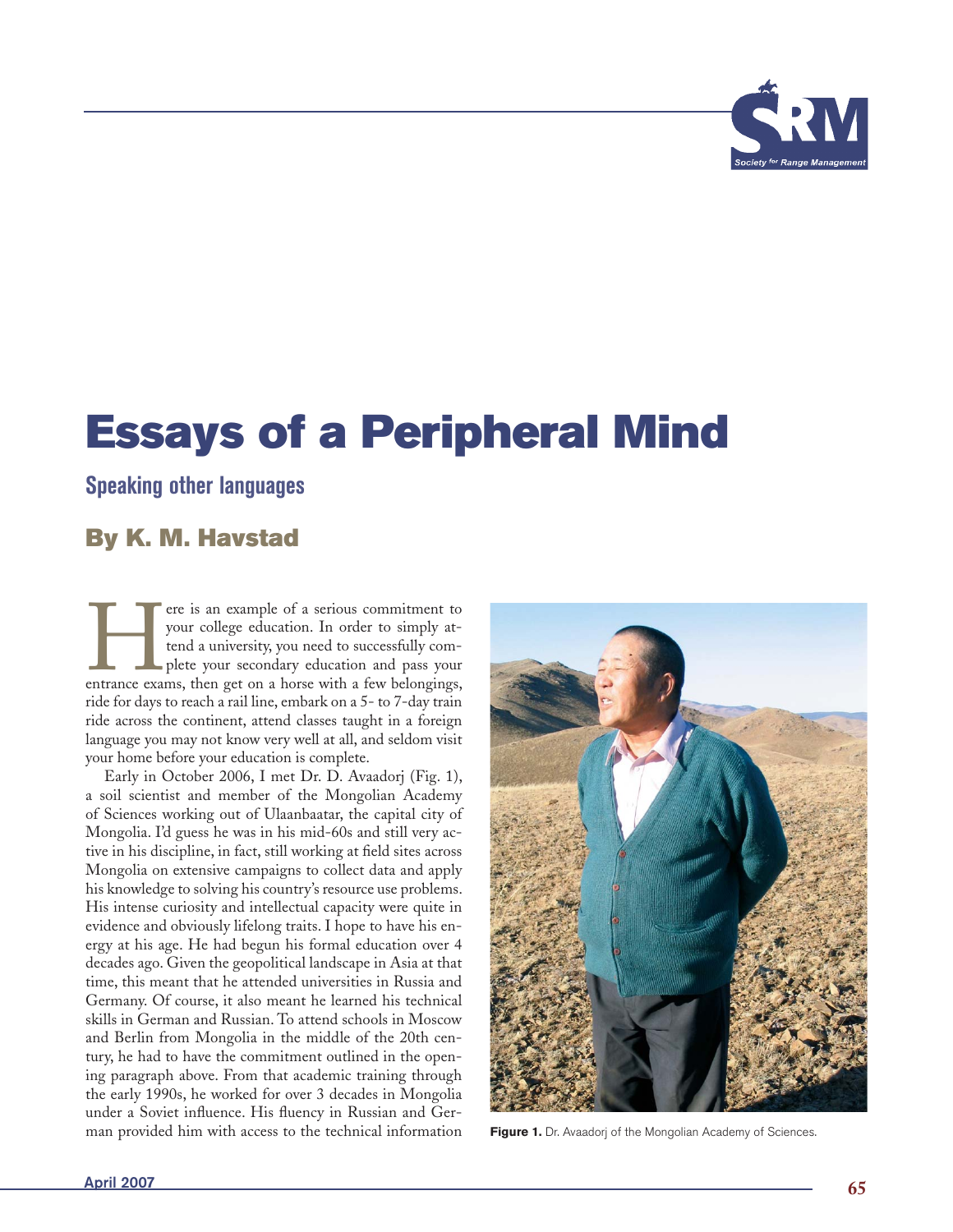# Essays of a Peripheral Mind

## Speaking other languages

### By K. M. Havstad

Here is an example of a serious commitment to your college education. In order to simply attend a university, you need to successfully complete your secondary education and pass your entrance exams, then get on a horse with a few belongings, ride for days to reach a rail line, embark on a 5- to 7-day train ride across the continent, attend classes taught in a foreign language you may not know very well at all, and seldom visit your home before your education is complete.

Early in October 2006, I met Dr. D. Avaadorj (Fig. 1), a soil scientist and member of the Mongolian Academy of Sciences working out of Ulaanbaatar, the capital city of Mongolia. I'd guess he was in his mid-60s and still very active in his discipline, in fact, still working at field sites across Mongolia on extensive campaigns to collect data and apply his knowledge to solving his country's resource use problems. His intense curiosity and intellectual capacity were quite in evidence and obviously lifelong traits. I hope to have his energy at his age. He had begun his formal education over 4 decades ago. Given the geopolitical landscape in Asia at that time, this meant that he attended universities in Russia and Germany. Of course, it also meant he learned his technical skills in German and Russian. To attend schools in Moscow and Berlin from Mongolia in the middle of the 20th century, he had to have the commitment outlined in the opening paragraph above. From that academic training through the early 1990s, he worked for over 3 decades in Mongolia under a Soviet influence. His fluency in Russian and German provided him with access to the technical information

**Figure 1.** Dr. Avaadorj of the Mongolian Academy of Sciences.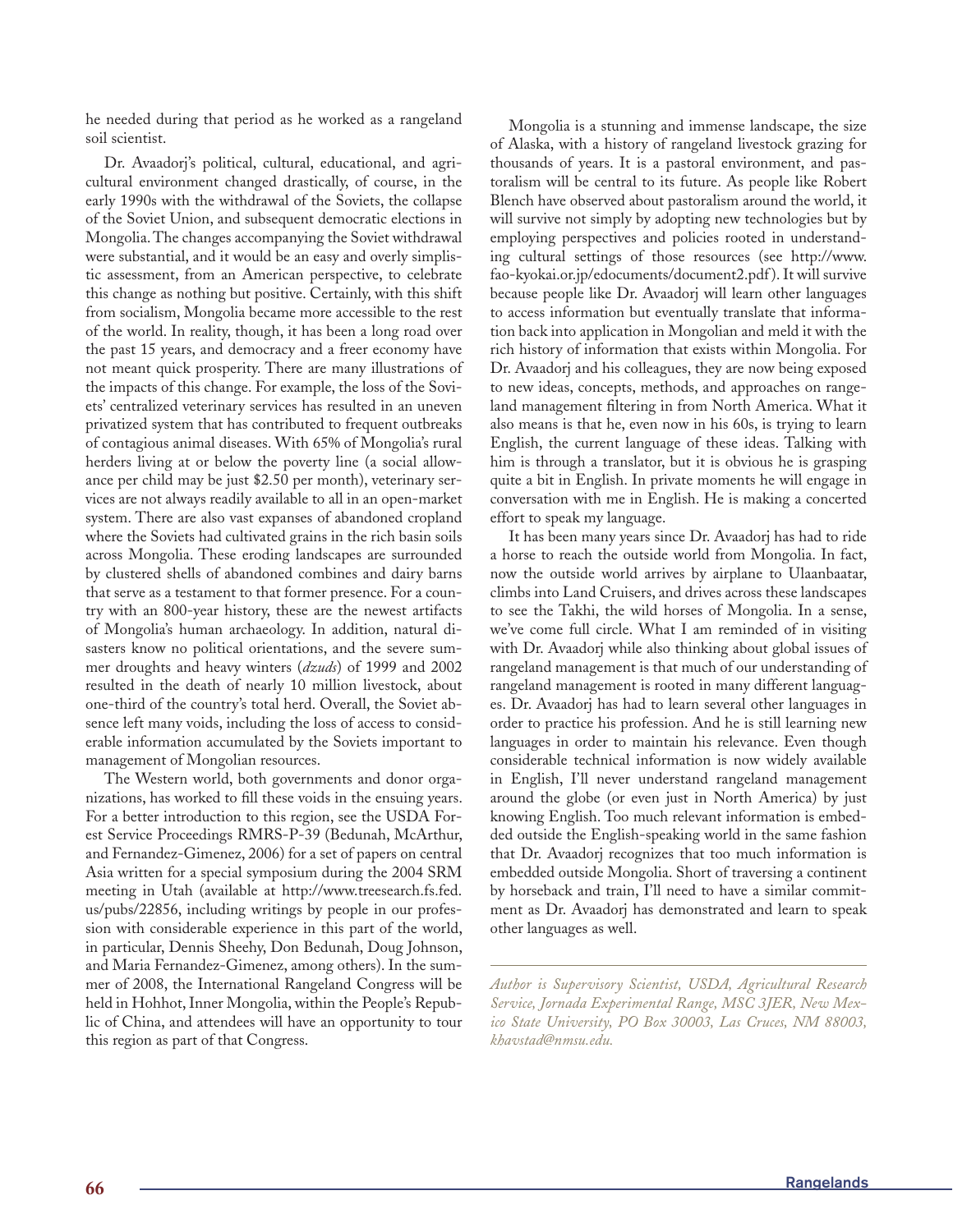he needed during that period as he worked as a rangeland soil scientist.

Dr. Avaadorj's political, cultural, educational, and agricultural environment changed drastically, of course, in the early 1990s with the withdrawal of the Soviets, the collapse of the Soviet Union, and subsequent democratic elections in Mongolia. The changes accompanying the Soviet withdrawal were substantial, and it would be an easy and overly simplistic assessment, from an American perspective, to celebrate this change as nothing but positive. Certainly, with this shift from socialism, Mongolia became more accessible to the rest of the world. In reality, though, it has been a long road over the past 15 years, and democracy and a freer economy have not meant quick prosperity. There are many illustrations of the impacts of this change. For example, the loss of the Soviets' centralized veterinary services has resulted in an uneven privatized system that has contributed to frequent outbreaks of contagious animal diseases. With 65% of Mongolia's rural herders living at or below the poverty line (a social allowance per child may be just $2.50 per month), veterinary services are not always readily available to all in an open-market system. There are also vast expanses of abandoned cropland where the Soviets had cultivated grains in the rich basin soils across Mongolia. These eroding landscapes are surrounded by clustered shells of abandoned combines and dairy barns that serve as a testament to that former presence. For a country with an 800-year history, these are the newest artifacts of Mongolia's human archaeology. In addition, natural disasters know no political orientations, and the severe summer droughts and heavy winters (*dzuds*) of 1999 and 2002 resulted in the death of nearly 10 million livestock, about one-third of the country's total herd. Overall, the Soviet absence left many voids, including the loss of access to considerable information accumulated by the Soviets important to management of Mongolian resources.

The Western world, both governments and donor organizations, has worked to fill these voids in the ensuing years. For a better introduction to this region, see the USDA Forest Service Proceedings RMRS-P-39 (Bedunah, McArthur, and Fernandez-Gimenez, 2006) for a set of papers on central Asia written for a special symposium during the 2004 SRM meeting in Utah (available at http://www.treesearch.fs.fed.us/pubs/22856, including writings by people in our profession with considerable experience in this part of the world, in particular, Dennis Sheehy, Don Bedunah, Doug Johnson, and Maria Fernandez-Gimenez, among others). In the summer of 2008, the International Rangeland Congress will be held in Hohhot, Inner Mongolia, within the People's Republic of China, and attendees will have an opportunity to tour this region as part of that Congress.

Mongolia is a stunning and immense landscape, the size of Alaska, with a history of rangeland livestock grazing for thousands of years. It is a pastoral environment, and pastoralism will be central to its future. As people like Robert Blench have observed about pastoralism around the world, it will survive not simply by adopting new technologies but by employing perspectives and policies rooted in understanding cultural settings of those resources (see http://www.fao-kyokai.or.jp/edocuments/document2.pdf). It will survive because people like Dr. Avaadorj will learn other languages to access information but eventually translate that information back into application in Mongolian and meld it with the rich history of information that exists within Mongolia. For Dr. Avaadorj and his colleagues, they are now being exposed to new ideas, concepts, methods, and approaches on rangeland management filtering in from North America. What it also means is that he, even now in his 60s, is trying to learn English, the current language of these ideas. Talking with him is through a translator, but it is obvious he is grasping quite a bit in English. In private moments he will engage in conversation with me in English. He is making a concerted effort to speak my language.

It has been many years since Dr. Avaadorj has had to ride a horse to reach the outside world from Mongolia. In fact, now the outside world arrives by airplane to Ulaanbaatar, climbs into Land Cruisers, and drives across these landscapes to see the Takhi, the wild horses of Mongolia. In a sense, we've come full circle. What I am reminded of in visiting with Dr. Avaadorj while also thinking about global issues of rangeland management is that much of our understanding of rangeland management is rooted in many different languages. Dr. Avaadorj has had to learn several other languages in order to practice his profession. And he is still learning new languages in order to maintain his relevance. Even though considerable technical information is now widely available in English, I'll never understand rangeland management around the globe (or even just in North America) by just knowing English. Too much relevant information is embedded outside the English-speaking world in the same fashion that Dr. Avaadorj recognizes that too much information is embedded outside Mongolia. Short of traversing a continent by horseback and train, I'll need to have a similar commitment as Dr. Avaadorj has demonstrated and learn to speak other languages as well.

---

*Author is Supervisory Scientist, USDA, Agricultural Research Service, Jornada Experimental Range, MSC 3JER, New Mexico State University, PO Box 30003, Las Cruces, NM 88003, khavstad@nmsu.edu.*